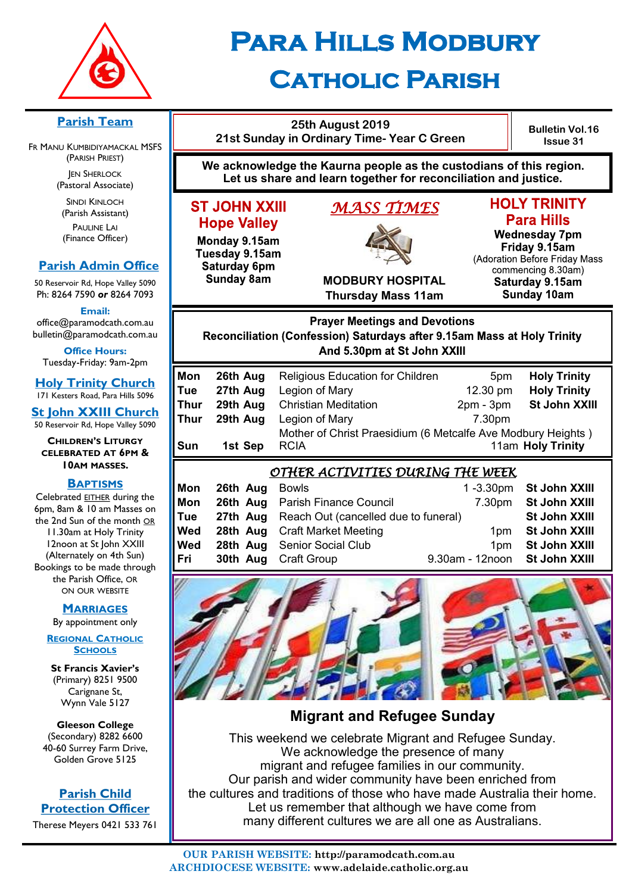# Para Hills Modbury Catholic Parish

25th August 2019
21st Sunday in Ordinary Time- Year C Green

Bulletin Vol.16 Issue 31

**We acknowledge the Kaurna people as the custodians of this region. Let us share and learn together for reconciliation and justice.**

## *MASS TIMES*

**ST JOHN XXIII Hope Valley**
Monday 9.15am
Tuesday 9.15am
Saturday 6pm
Sunday 8am

**MODBURY HOSPITAL**
Thursday Mass 11am

**HOLY TRINITY Para Hills**
Wednesday 7pm
Friday 9.15am
(Adoration Before Friday Mass commencing 8.30am)
Saturday 9.15am
Sunday 10am

**Prayer Meetings and Devotions**
**Reconciliation (Confession) Saturdays after 9.15am Mass at Holy Trinity And 5.30pm at St John XXIII**

| Day | Date | Activity | Time | Location |
|---|---|---|---|---|
| Mon | 26th Aug | Religious Education for Children | 5pm | Holy Trinity |
| Tue | 27th Aug | Legion of Mary | 12.30 pm | Holy Trinity |
| Thur | 29th Aug | Christian Meditation | 2pm - 3pm | St John XXIII |
| Thur | 29th Aug | Legion of Mary<br>Mother of Christ Praesidium (6 Metcalfe Ave Modbury Heights ) | 7.30pm | |
| Sun | 1st Sep | RCIA | 11am | Holy Trinity |

## *OTHER ACTIVITIES DURING THE WEEK*

| Day | Date | Activity | Time | Location |
|---|---|---|---|---|
| Mon | 26th Aug | Bowls | 1 -3.30pm | St John XXIII |
| Mon | 26th Aug | Parish Finance Council | 7.30pm | St John XXIII |
| Tue | 27th Aug | Reach Out (cancelled due to funeral) | | St John XXIII |
| Wed | 28th Aug | Craft Market Meeting | 1pm | St John XXIII |
| Wed | 28th Aug | Senior Social Club | 1pm | St John XXIII |
| Fri | 30th Aug | Craft Group | 9.30am - 12noon | St John XXIII |

## Migrant and Refugee Sunday

This weekend we celebrate Migrant and Refugee Sunday. We acknowledge the presence of many migrant and refugee families in our community. Our parish and wider community have been enriched from the cultures and traditions of those who have made Australia their home. Let us remember that although we have come from many different cultures we are all one as Australians.

### Parish Team

Fr Manu Kumbidiyamackal MSFS (Parish Priest)
Jen Sherlock (Pastoral Associate)
Sindi Kinloch (Parish Assistant)
Pauline Lai (Finance Officer)

### Parish Admin Office

50 Reservoir Rd, Hope Valley 5090
Ph: 8264 7590 **or** 8264 7093

**Email:**
office@paramodcath.com.au
bulletin@paramodcath.com.au

**Office Hours:**
Tuesday-Friday: 9am-2pm

### Holy Trinity Church

171 Kesters Road, Para Hills 5096

### St John XXIII Church

50 Reservoir Rd, Hope Valley 5090

**Children's Liturgy celebrated at 6pm & 10am masses.**

### Baptisms

Celebrated EITHER during the 6pm, 8am & 10 am Masses on the 2nd Sun of the month OR 11.30am at Holy Trinity 12noon at St John XXIII (Alternately on 4th Sun) Bookings to be made through the Parish Office, OR ON OUR WEBSITE

### Marriages

By appointment only

### Regional Catholic Schools

**St Francis Xavier's**
(Primary) 8251 9500
Carignane St,
Wynn Vale 5127

**Gleeson College**
(Secondary) 8282 6600
40-60 Surrey Farm Drive,
Golden Grove 5125

### Parish Child Protection Officer

Therese Meyers 0421 533 761

**OUR PARISH WEBSITE: http://paramodcath.com.au**
**ARCHDIOCESE WEBSITE: www.adelaide.catholic.org.au**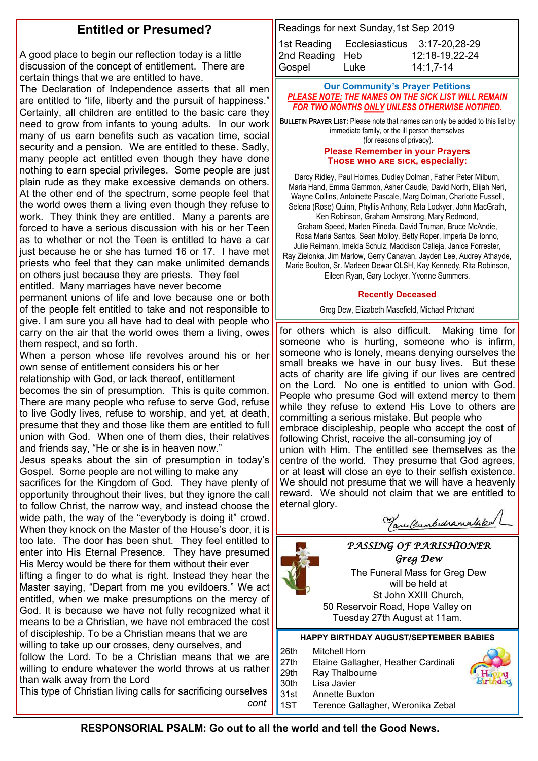## Entitled or Presumed?

A good place to begin our reflection today is a little discussion of the concept of entitlement. There are certain things that we are entitled to have.

The Declaration of Independence asserts that all men are entitled to "life, liberty and the pursuit of happiness." Certainly, all children are entitled to the basic care they need to grow from infants to young adults. In our work many of us earn benefits such as vacation time, social security and a pension. We are entitled to these. Sadly, many people act entitled even though they have done nothing to earn special privileges. Some people are just plain rude as they make excessive demands on others. At the other end of the spectrum, some people feel that the world owes them a living even though they refuse to work. They think they are entitled. Many a parents are forced to have a serious discussion with his or her Teen as to whether or not the Teen is entitled to have a car just because he or she has turned 16 or 17. I have met priests who feel that they can make unlimited demands on others just because they are priests. They feel entitled. Many marriages have never become permanent unions of life and love because one or both of the people felt entitled to take and not responsible to give. I am sure you all have had to deal with people who carry on the air that the world owes them a living, owes them respect, and so forth.

When a person whose life revolves around his or her own sense of entitlement considers his or her relationship with God, or lack thereof, entitlement becomes the sin of presumption. This is quite common. There are many people who refuse to serve God, refuse to live Godly lives, refuse to worship, and yet, at death, presume that they and those like them are entitled to full union with God. When one of them dies, their relatives and friends say, "He or she is in heaven now."

Jesus speaks about the sin of presumption in today's Gospel. Some people are not willing to make any sacrifices for the Kingdom of God. They have plenty of opportunity throughout their lives, but they ignore the call to follow Christ, the narrow way, and instead choose the wide path, the way of the "everybody is doing it" crowd. When they knock on the Master of the House's door, it is too late. The door has been shut. They feel entitled to enter into His Eternal Presence. They have presumed His Mercy would be there for them without their ever lifting a finger to do what is right. Instead they hear the Master saying, "Depart from me you evildoers." We act entitled, when we make presumptions on the mercy of God. It is because we have not fully recognized what it means to be a Christian, we have not embraced the cost of discipleship. To be a Christian means that we are willing to take up our crosses, deny ourselves, and follow the Lord. To be a Christian means that we are willing to endure whatever the world throws at us rather than walk away from the Lord

This type of Christian living calls for sacrificing ourselves for others which is also difficult. Making time for someone who is hurting, someone who is infirm, someone who is lonely, means denying ourselves the small breaks we have in our busy lives. But these acts of charity are life giving if our lives are centred on the Lord. No one is entitled to union with God. People who presume God will extend mercy to them while they refuse to extend His Love to others are committing a serious mistake. But people who embrace discipleship, people who accept the cost of following Christ, receive the all-consuming joy of union with Him. The entitled see themselves as the centre of the world. They presume that God agrees, or at least will close an eye to their selfish existence. We should not presume that we will have a heavenly reward. We should not claim that we are entitled to eternal glory.

*Yanuelumbedramalek*

---

Readings for next Sunday, 1st Sep 2019

| | | |
|---|---|---|
| 1st Reading | Ecclesiasticus | 3:17-20,28-29 |
| 2nd Reading | Heb | 12:18-19,22-24 |
| Gospel | Luke | 14:1,7-14 |

---

### Our Community's Prayer Petitions

***PLEASE NOTE: THE NAMES ON THE SICK LIST WILL REMAIN FOR TWO MONTHS ONLY UNLESS OTHERWISE NOTIFIED.***

**BULLETIN PRAYER LIST:** Please note that names can only be added to this list by immediate family, or the ill person themselves (for reasons of privacy).

**Please Remember in your Prayers**
**THOSE WHO ARE SICK, especially:**

Darcy Ridley, Paul Holmes, Dudley Dolman, Father Peter Milburn, Maria Hand, Emma Gammon, Asher Caudle, David North, Elijah Neri, Wayne Collins, Antoinette Pascale, Marg Dolman, Charlotte Fussell, Selena (Rose) Quinn, Phyllis Anthony, Reta Lockyer, John MacGrath, Ken Robinson, Graham Armstrong, Mary Redmond, Graham Speed, Marlen Piineda, David Truman, Bruce McAndie, Rosa Maria Santos, Sean Molloy, Betty Roper, Imperia De Ionno, Julie Reimann, Imelda Schulz, Maddison Calleja, Janice Forrester, Ray Zielonka, Jim Marlow, Gerry Canavan, Jayden Lee, Audrey Athayde, Marie Boulton, Sr. Marleen Dewar OLSH, Kay Kennedy, Rita Robinson, Eileen Ryan, Gary Lockyer, Yvonne Summers.

**Recently Deceased**

Greg Dew, Elizabeth Masefield, Michael Pritchard

---

### *PASSING OF PARISHIONER*
### *Greg Dew*

The Funeral Mass for Greg Dew will be held at St John XXIII Church, 50 Reservoir Road, Hope Valley on Tuesday 27th August at 11am.

---

**HAPPY BIRTHDAY AUGUST/SEPTEMBER BABIES**

| | |
|---|---|
| 26th | Mitchell Horn |
| 27th | Elaine Gallagher, Heather Cardinali |
| 29th | Ray Thalbourne |
| 30th | Lisa Javier |
| 31st | Annette Buxton |
| 1ST | Terence Gallagher, Weronika Zebal |

---

**RESPONSORIAL PSALM: Go out to all the world and tell the Good News.**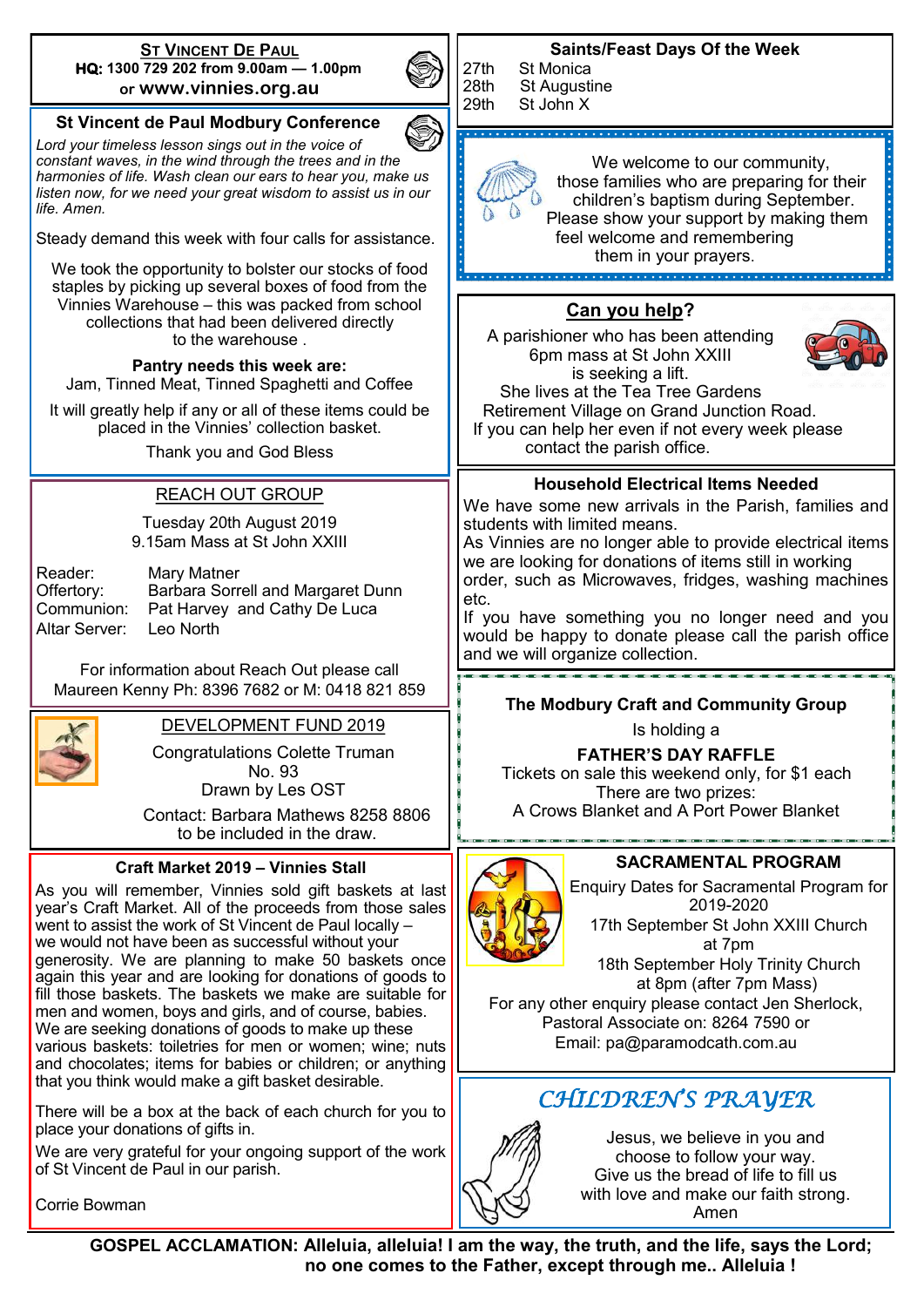## St Vincent De Paul

**HQ: 1300 729 202 from 9.00am — 1.00pm**
or **www.vinnies.org.au**

### St Vincent de Paul Modbury Conference

*Lord your timeless lesson sings out in the voice of constant waves, in the wind through the trees and in the harmonies of life. Wash clean our ears to hear you, make us listen now, for we need your great wisdom to assist us in our life. Amen.*

Steady demand this week with four calls for assistance.

We took the opportunity to bolster our stocks of food staples by picking up several boxes of food from the Vinnies Warehouse – this was packed from school collections that had been delivered directly to the warehouse .

**Pantry needs this week are:**
Jam, Tinned Meat, Tinned Spaghetti and Coffee

It will greatly help if any or all of these items could be placed in the Vinnies' collection basket.

Thank you and God Bless

### REACH OUT GROUP

Tuesday 20th August 2019
9.15am Mass at St John XXIII

| | |
|---|---|
| Reader: | Mary Matner |
| Offertory: | Barbara Sorrell and Margaret Dunn |
| Communion: | Pat Harvey and Cathy De Luca |
| Altar Server: | Leo North |

For information about Reach Out please call Maureen Kenny Ph: 8396 7682 or M: 0418 821 859

### DEVELOPMENT FUND 2019

Congratulations Colette Truman
No. 93
Drawn by Les OST

Contact: Barbara Mathews 8258 8806 to be included in the draw.

### Craft Market 2019 – Vinnies Stall

As you will remember, Vinnies sold gift baskets at last year's Craft Market. All of the proceeds from those sales went to assist the work of St Vincent de Paul locally – we would not have been as successful without your generosity. We are planning to make 50 baskets once again this year and are looking for donations of goods to fill those baskets. The baskets we make are suitable for men and women, boys and girls, and of course, babies. We are seeking donations of goods to make up these various baskets: toiletries for men or women; wine; nuts and chocolates; items for babies or children; or anything that you think would make a gift basket desirable.

There will be a box at the back of each church for you to place your donations of gifts in.

We are very grateful for your ongoing support of the work of St Vincent de Paul in our parish.

Corrie Bowman

### Saints/Feast Days Of the Week

| | |
|---|---|
| 27th | St Monica |
| 28th | St Augustine |
| 29th | St John X |

We welcome to our community, those families who are preparing for their children's baptism during September. Please show your support by making them feel welcome and remembering them in your prayers.

### Can you help?

A parishioner who has been attending 6pm mass at St John XXIII is seeking a lift. She lives at the Tea Tree Gardens Retirement Village on Grand Junction Road. If you can help her even if not every week please contact the parish office.

### Household Electrical Items Needed

We have some new arrivals in the Parish, families and students with limited means.
As Vinnies are no longer able to provide electrical items we are looking for donations of items still in working order, such as Microwaves, fridges, washing machines etc.
If you have something you no longer need and you would be happy to donate please call the parish office and we will organize collection.

### The Modbury Craft and Community Group

Is holding a

**FATHER'S DAY RAFFLE**

Tickets on sale this weekend only, for $1 each
There are two prizes:
A Crows Blanket and A Port Power Blanket

### SACRAMENTAL PROGRAM

Enquiry Dates for Sacramental Program for 2019-2020
17th September St John XXIII Church at 7pm
18th September Holy Trinity Church at 8pm (after 7pm Mass)

For any other enquiry please contact Jen Sherlock, Pastoral Associate on: 8264 7590 or Email: pa@paramodcath.com.au

### CHILDREN'S PRAYER

Jesus, we believe in you and choose to follow your way.
Give us the bread of life to fill us with love and make our faith strong.
Amen

**GOSPEL ACCLAMATION: Alleluia, alleluia! I am the way, the truth, and the life, says the Lord; no one comes to the Father, except through me.. Alleluia !**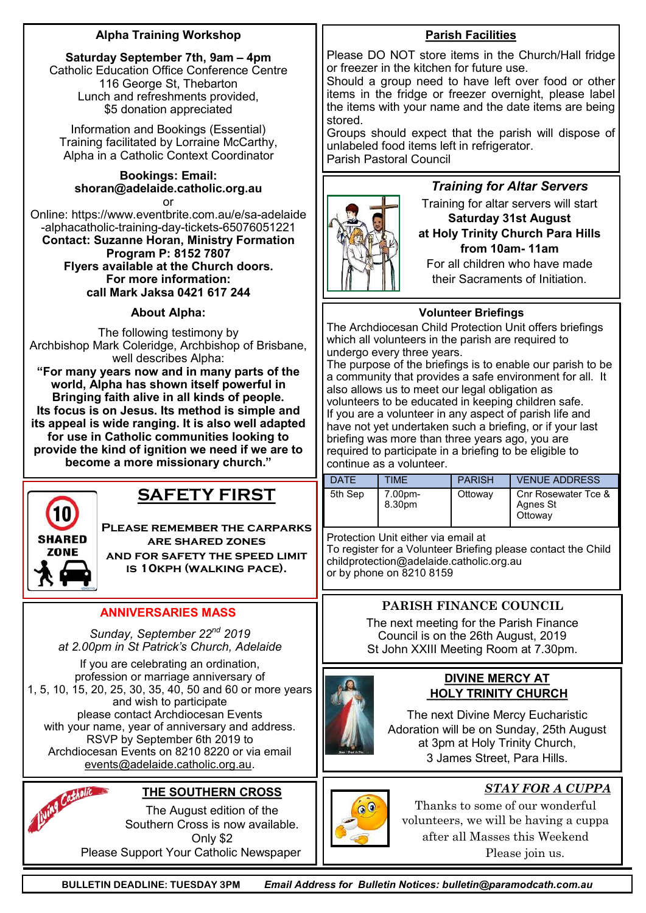## Alpha Training Workshop

**Saturday September 7th, 9am – 4pm**
Catholic Education Office Conference Centre
116 George St, Thebarton
Lunch and refreshments provided,
$5 donation appreciated

Information and Bookings (Essential)
Training facilitated by Lorraine McCarthy,
Alpha in a Catholic Context Coordinator

**Bookings: Email:**
**shoran@adelaide.catholic.org.au**
or
Online: https://www.eventbrite.com.au/e/sa-adelaide-alphacatholic-training-day-tickets-65076051221
**Contact: Suzanne Horan, Ministry Formation**
**Program P: 8152 7807**
**Flyers available at the Church doors.**
**For more information:**
**call Mark Jaksa 0421 617 244**

**About Alpha:**

The following testimony by
Archbishop Mark Coleridge, Archbishop of Brisbane,
well describes Alpha:
**"For many years now and in many parts of the world, Alpha has shown itself powerful in Bringing faith alive in all kinds of people. Its focus is on Jesus. Its method is simple and its appeal is wide ranging. It is also well adapted for use in Catholic communities looking to provide the kind of ignition we need if we are to become a more missionary church."**

## SAFETY FIRST

10
SHARED
ZONE

**PLEASE REMEMBER THE CARPARKS ARE SHARED ZONES AND FOR SAFETY THE SPEED LIMIT IS 10KPH (WALKING PACE).**

## ANNIVERSARIES MASS

*Sunday, September 22nd 2019*
*at 2.00pm in St Patrick's Church, Adelaide*

If you are celebrating an ordination,
profession or marriage anniversary of
1, 5, 10, 15, 20, 25, 30, 35, 40, 50 and 60 or more years
and wish to participate
please contact Archdiocesan Events
with your name, year of anniversary and address.
RSVP by September 6th 2019 to
Archdiocesan Events on 8210 8220 or via email
events@adelaide.catholic.org.au.

## THE SOUTHERN CROSS

Living Catholic

The August edition of the
Southern Cross is now available.
Only $2
Please Support Your Catholic Newspaper

## Parish Facilities

Please DO NOT store items in the Church/Hall fridge or freezer in the kitchen for future use.
Should a group need to have left over food or other items in the fridge or freezer overnight, please label the items with your name and the date items are being stored.
Groups should expect that the parish will dispose of unlabeled food items left in refrigerator.
Parish Pastoral Council

## *Training for Altar Servers*

Training for altar servers will start
**Saturday 31st August**
**at Holy Trinity Church Para Hills**
**from 10am- 11am**
For all children who have made
their Sacraments of Initiation.

## Volunteer Briefings

The Archdiocesan Child Protection Unit offers briefings which all volunteers in the parish are required to undergo every three years.
The purpose of the briefings is to enable our parish to be a community that provides a safe environment for all. It also allows us to meet our legal obligation as volunteers to be educated in keeping children safe.
If you are a volunteer in any aspect of parish life and have not yet undertaken such a briefing, or if your last briefing was more than three years ago, you are required to participate in a briefing to be eligible to continue as a volunteer.

| DATE | TIME | PARISH | VENUE ADDRESS |
|---|---|---|---|
| 5th Sep | 7.00pm-8.30pm | Ottoway | Cnr Rosewater Tce & Agnes St Ottoway |

To register for a Volunteer Briefing please contact the Child Protection Unit either via email at
childprotection@adelaide.catholic.org.au
or by phone on 8210 8159

## PARISH FINANCE COUNCIL

The next meeting for the Parish Finance Council is on the 26th August, 2019
St John XXIII Meeting Room at 7.30pm.

## DIVINE MERCY AT HOLY TRINITY CHURCH

The next Divine Mercy Eucharistic Adoration will be on Sunday, 25th August at 3pm at Holy Trinity Church,
3 James Street, Para Hills.

## *STAY FOR A CUPPA*

Thanks to some of our wonderful volunteers, we will be having a cuppa after all Masses this Weekend
Please join us.

**BULLETIN DEADLINE: TUESDAY 3PM** ***Email Address for Bulletin Notices: bulletin@paramodcath.com.au***